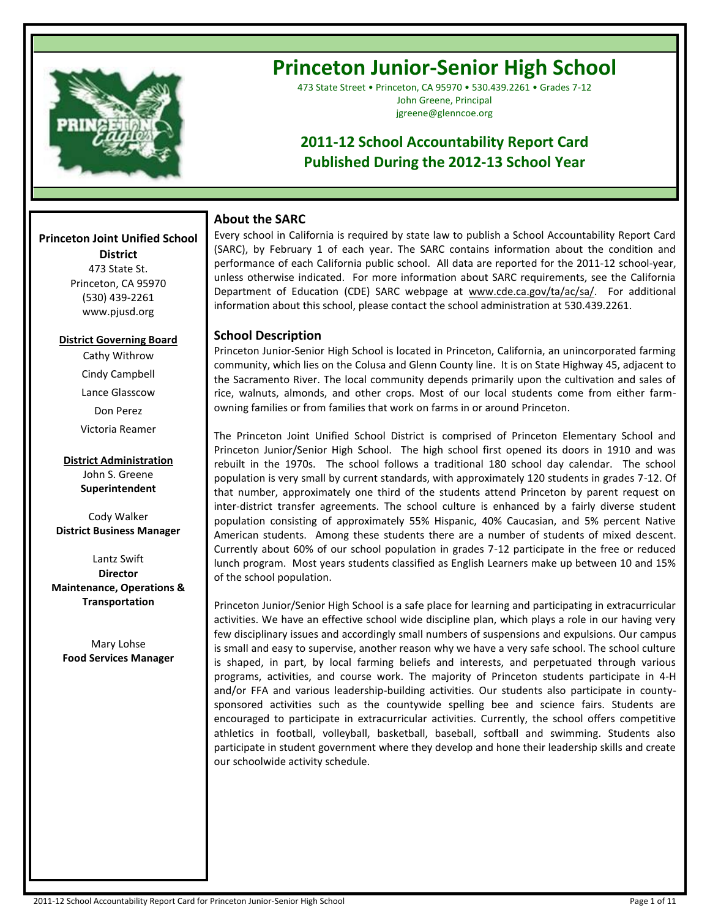# Princeton Junior-Senior High School

473 State Street • Princeton, CA 95970 • 530.439.2261 • Grades 7-12
John Greene, Principal
jgreene@glenncoe.org

## 2011-12 School Accountability Report Card
## Published During the 2012-13 School Year

**Princeton Joint Unified School District**
473 State St.
Princeton, CA 95970
(530) 439-2261
www.pjusd.org

**District Governing Board**

Cathy Withrow
Cindy Campbell
Lance Glasscow
Don Perez
Victoria Reamer

**District Administration**

John S. Greene
**Superintendent**

Cody Walker
**District Business Manager**

Lantz Swift
**Director Maintenance, Operations & Transportation**

Mary Lohse
**Food Services Manager**

### About the SARC

Every school in California is required by state law to publish a School Accountability Report Card (SARC), by February 1 of each year. The SARC contains information about the condition and performance of each California public school. All data are reported for the 2011-12 school-year, unless otherwise indicated. For more information about SARC requirements, see the California Department of Education (CDE) SARC webpage at www.cde.ca.gov/ta/ac/sa/. For additional information about this school, please contact the school administration at 530.439.2261.

### School Description

Princeton Junior-Senior High School is located in Princeton, California, an unincorporated farming community, which lies on the Colusa and Glenn County line. It is on State Highway 45, adjacent to the Sacramento River. The local community depends primarily upon the cultivation and sales of rice, walnuts, almonds, and other crops. Most of our local students come from either farm-owning families or from families that work on farms in or around Princeton.

The Princeton Joint Unified School District is comprised of Princeton Elementary School and Princeton Junior/Senior High School. The high school first opened its doors in 1910 and was rebuilt in the 1970s. The school follows a traditional 180 school day calendar. The school population is very small by current standards, with approximately 120 students in grades 7-12. Of that number, approximately one third of the students attend Princeton by parent request on inter-district transfer agreements. The school culture is enhanced by a fairly diverse student population consisting of approximately 55% Hispanic, 40% Caucasian, and 5% percent Native American students. Among these students there are a number of students of mixed descent. Currently about 60% of our school population in grades 7-12 participate in the free or reduced lunch program. Most years students classified as English Learners make up between 10 and 15% of the school population.

Princeton Junior/Senior High School is a safe place for learning and participating in extracurricular activities. We have an effective school wide discipline plan, which plays a role in our having very few disciplinary issues and accordingly small numbers of suspensions and expulsions. Our campus is small and easy to supervise, another reason why we have a very safe school. The school culture is shaped, in part, by local farming beliefs and interests, and perpetuated through various programs, activities, and course work. The majority of Princeton students participate in 4-H and/or FFA and various leadership-building activities. Our students also participate in county-sponsored activities such as the countywide spelling bee and science fairs. Students are encouraged to participate in extracurricular activities. Currently, the school offers competitive athletics in football, volleyball, basketball, baseball, softball and swimming. Students also participate in student government where they develop and hone their leadership skills and create our schoolwide activity schedule.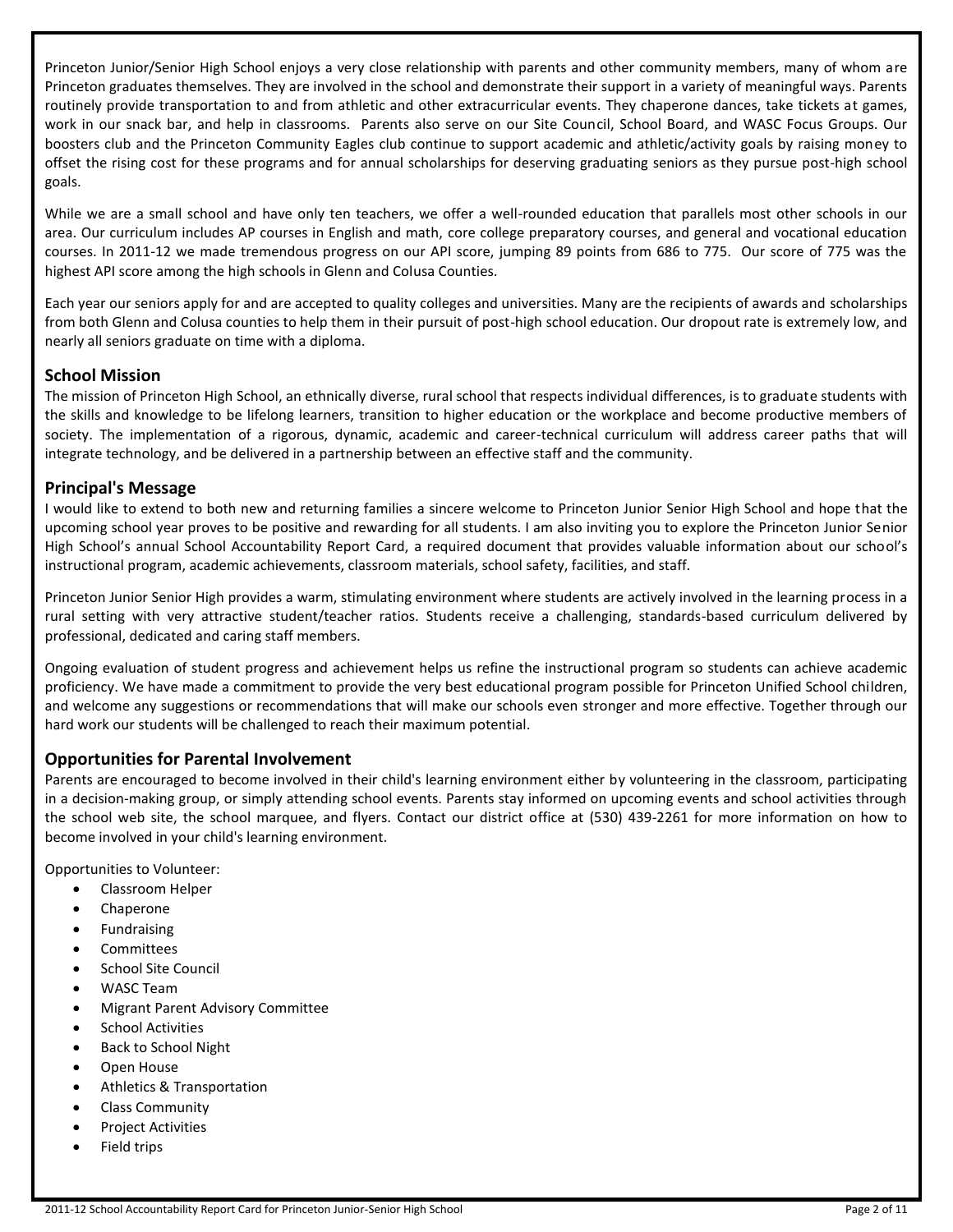Princeton Junior/Senior High School enjoys a very close relationship with parents and other community members, many of whom are Princeton graduates themselves. They are involved in the school and demonstrate their support in a variety of meaningful ways. Parents routinely provide transportation to and from athletic and other extracurricular events. They chaperone dances, take tickets at games, work in our snack bar, and help in classrooms. Parents also serve on our Site Council, School Board, and WASC Focus Groups. Our boosters club and the Princeton Community Eagles club continue to support academic and athletic/activity goals by raising money to offset the rising cost for these programs and for annual scholarships for deserving graduating seniors as they pursue post-high school goals.

While we are a small school and have only ten teachers, we offer a well-rounded education that parallels most other schools in our area. Our curriculum includes AP courses in English and math, core college preparatory courses, and general and vocational education courses. In 2011-12 we made tremendous progress on our API score, jumping 89 points from 686 to 775. Our score of 775 was the highest API score among the high schools in Glenn and Colusa Counties.

Each year our seniors apply for and are accepted to quality colleges and universities. Many are the recipients of awards and scholarships from both Glenn and Colusa counties to help them in their pursuit of post-high school education. Our dropout rate is extremely low, and nearly all seniors graduate on time with a diploma.

## School Mission

The mission of Princeton High School, an ethnically diverse, rural school that respects individual differences, is to graduate students with the skills and knowledge to be lifelong learners, transition to higher education or the workplace and become productive members of society. The implementation of a rigorous, dynamic, academic and career-technical curriculum will address career paths that will integrate technology, and be delivered in a partnership between an effective staff and the community.

## Principal's Message

I would like to extend to both new and returning families a sincere welcome to Princeton Junior Senior High School and hope that the upcoming school year proves to be positive and rewarding for all students. I am also inviting you to explore the Princeton Junior Senior High School's annual School Accountability Report Card, a required document that provides valuable information about our school's instructional program, academic achievements, classroom materials, school safety, facilities, and staff.

Princeton Junior Senior High provides a warm, stimulating environment where students are actively involved in the learning process in a rural setting with very attractive student/teacher ratios. Students receive a challenging, standards-based curriculum delivered by professional, dedicated and caring staff members.

Ongoing evaluation of student progress and achievement helps us refine the instructional program so students can achieve academic proficiency. We have made a commitment to provide the very best educational program possible for Princeton Unified School children, and welcome any suggestions or recommendations that will make our schools even stronger and more effective. Together through our hard work our students will be challenged to reach their maximum potential.

## Opportunities for Parental Involvement

Parents are encouraged to become involved in their child's learning environment either by volunteering in the classroom, participating in a decision-making group, or simply attending school events. Parents stay informed on upcoming events and school activities through the school web site, the school marquee, and flyers. Contact our district office at (530) 439-2261 for more information on how to become involved in your child's learning environment.

Opportunities to Volunteer:

- Classroom Helper
- Chaperone
- Fundraising
- Committees
- School Site Council
- WASC Team
- Migrant Parent Advisory Committee
- School Activities
- Back to School Night
- Open House
- Athletics & Transportation
- Class Community
- Project Activities
- Field trips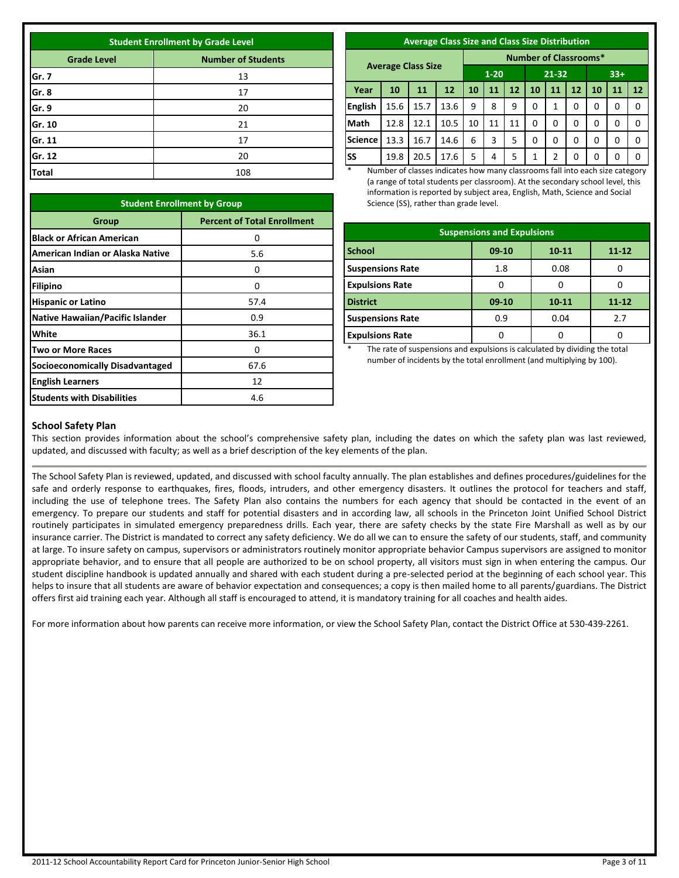| Student Enrollment by Grade Level | |
|---|---|
| **Grade Level** | **Number of Students** |
| Gr. 7 | 13 |
| Gr. 8 | 17 |
| Gr. 9 | 20 |
| Gr. 10 | 21 |
| Gr. 11 | 17 |
| Gr. 12 | 20 |
| Total | 108 |

| Student Enrollment by Group | |
|---|---|
| **Group** | **Percent of Total Enrollment** |
| Black or African American | 0 |
| American Indian or Alaska Native | 5.6 |
| Asian | 0 |
| Filipino | 0 |
| Hispanic or Latino | 57.4 |
| Native Hawaiian/Pacific Islander | 0.9 |
| White | 36.1 |
| Two or More Races | 0 |
| Socioeconomically Disadvantaged | 67.6 |
| English Learners | 12 |
| Students with Disabilities | 4.6 |

| Average Class Size and Class Size Distribution | | | | | | | | | | | | | |
|---|---|---|---|---|---|---|---|---|---|---|---|---|---|
| Average Class Size | | | | Number of Classrooms* | | | | | | | | | |
| | | | | 1-20 | | | 21-32 | | | 33+ | | | |
| Year | 10 | 11 | 12 | 10 | 11 | 12 | 10 | 11 | 12 | 10 | 11 | 12 |
| English | 15.6 | 15.7 | 13.6 | 9 | 8 | 9 | 0 | 1 | 0 | 0 | 0 | 0 |
| Math | 12.8 | 12.1 | 10.5 | 10 | 11 | 11 | 0 | 0 | 0 | 0 | 0 | 0 |
| Science | 13.3 | 16.7 | 14.6 | 6 | 3 | 5 | 0 | 0 | 0 | 0 | 0 | 0 |
| SS | 19.8 | 20.5 | 17.6 | 5 | 4 | 5 | 1 | 2 | 0 | 0 | 0 | 0 |

\* Number of classes indicates how many classrooms fall into each size category (a range of total students per classroom). At the secondary school level, this information is reported by subject area, English, Math, Science and Social Science (SS), rather than grade level.

| Suspensions and Expulsions | | | |
|---|---|---|---|
| **School** | **09-10** | **10-11** | **11-12** |
| Suspensions Rate | 1.8 | 0.08 | 0 |
| Expulsions Rate | 0 | 0 | 0 |
| **District** | **09-10** | **10-11** | **11-12** |
| Suspensions Rate | 0.9 | 0.04 | 2.7 |
| Expulsions Rate | 0 | 0 | 0 |

\* The rate of suspensions and expulsions is calculated by dividing the total number of incidents by the total enrollment (and multiplying by 100).

## School Safety Plan

This section provides information about the school's comprehensive safety plan, including the dates on which the safety plan was last reviewed, updated, and discussed with faculty; as well as a brief description of the key elements of the plan.

The School Safety Plan is reviewed, updated, and discussed with school faculty annually. The plan establishes and defines procedures/guidelines for the safe and orderly response to earthquakes, fires, floods, intruders, and other emergency disasters. It outlines the protocol for teachers and staff, including the use of telephone trees. The Safety Plan also contains the numbers for each agency that should be contacted in the event of an emergency. To prepare our students and staff for potential disasters and in according law, all schools in the Princeton Joint Unified School District routinely participates in simulated emergency preparedness drills. Each year, there are safety checks by the state Fire Marshall as well as by our insurance carrier. The District is mandated to correct any safety deficiency. We do all we can to ensure the safety of our students, staff, and community at large. To insure safety on campus, supervisors or administrators routinely monitor appropriate behavior Campus supervisors are assigned to monitor appropriate behavior, and to ensure that all people are authorized to be on school property, all visitors must sign in when entering the campus. Our student discipline handbook is updated annually and shared with each student during a pre-selected period at the beginning of each school year. This helps to insure that all students are aware of behavior expectation and consequences; a copy is then mailed home to all parents/guardians. The District offers first aid training each year. Although all staff is encouraged to attend, it is mandatory training for all coaches and health aides.

For more information about how parents can receive more information, or view the School Safety Plan, contact the District Office at 530-439-2261.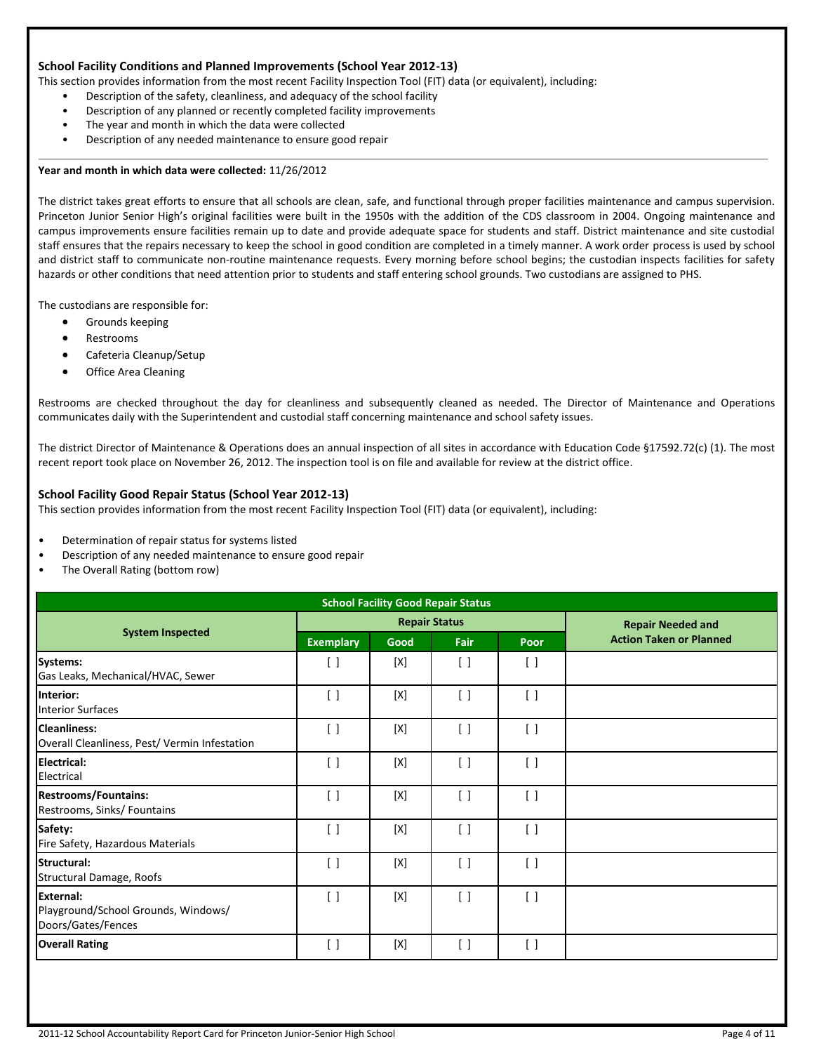### School Facility Conditions and Planned Improvements (School Year 2012-13)

This section provides information from the most recent Facility Inspection Tool (FIT) data (or equivalent), including:

- Description of the safety, cleanliness, and adequacy of the school facility
- Description of any planned or recently completed facility improvements
- The year and month in which the data were collected
- Description of any needed maintenance to ensure good repair

**Year and month in which data were collected:** 11/26/2012

The district takes great efforts to ensure that all schools are clean, safe, and functional through proper facilities maintenance and campus supervision. Princeton Junior Senior High's original facilities were built in the 1950s with the addition of the CDS classroom in 2004. Ongoing maintenance and campus improvements ensure facilities remain up to date and provide adequate space for students and staff. District maintenance and site custodial staff ensures that the repairs necessary to keep the school in good condition are completed in a timely manner. A work order process is used by school and district staff to communicate non-routine maintenance requests. Every morning before school begins; the custodian inspects facilities for safety hazards or other conditions that need attention prior to students and staff entering school grounds. Two custodians are assigned to PHS.

The custodians are responsible for:

- Grounds keeping
- Restrooms
- Cafeteria Cleanup/Setup
- Office Area Cleaning

Restrooms are checked throughout the day for cleanliness and subsequently cleaned as needed. The Director of Maintenance and Operations communicates daily with the Superintendent and custodial staff concerning maintenance and school safety issues.

The district Director of Maintenance & Operations does an annual inspection of all sites in accordance with Education Code §17592.72(c) (1). The most recent report took place on November 26, 2012. The inspection tool is on file and available for review at the district office.

### School Facility Good Repair Status (School Year 2012-13)

This section provides information from the most recent Facility Inspection Tool (FIT) data (or equivalent), including:

- Determination of repair status for systems listed
- Description of any needed maintenance to ensure good repair
- The Overall Rating (bottom row)

| System Inspected | Repair Status | | | | Repair Needed and Action Taken or Planned |
|---|---|---|---|---|---|
| | Exemplary | Good | Fair | Poor | |
| **Systems:** Gas Leaks, Mechanical/HVAC, Sewer | [ ] | [X] | [ ] | [ ] | |
| **Interior:** Interior Surfaces | [ ] | [X] | [ ] | [ ] | |
| **Cleanliness:** Overall Cleanliness, Pest/ Vermin Infestation | [ ] | [X] | [ ] | [ ] | |
| **Electrical:** Electrical | [ ] | [X] | [ ] | [ ] | |
| **Restrooms/Fountains:** Restrooms, Sinks/ Fountains | [ ] | [X] | [ ] | [ ] | |
| **Safety:** Fire Safety, Hazardous Materials | [ ] | [X] | [ ] | [ ] | |
| **Structural:** Structural Damage, Roofs | [ ] | [X] | [ ] | [ ] | |
| **External:** Playground/School Grounds, Windows/ Doors/Gates/Fences | [ ] | [X] | [ ] | [ ] | |
| **Overall Rating** | [ ] | [X] | [ ] | [ ] | |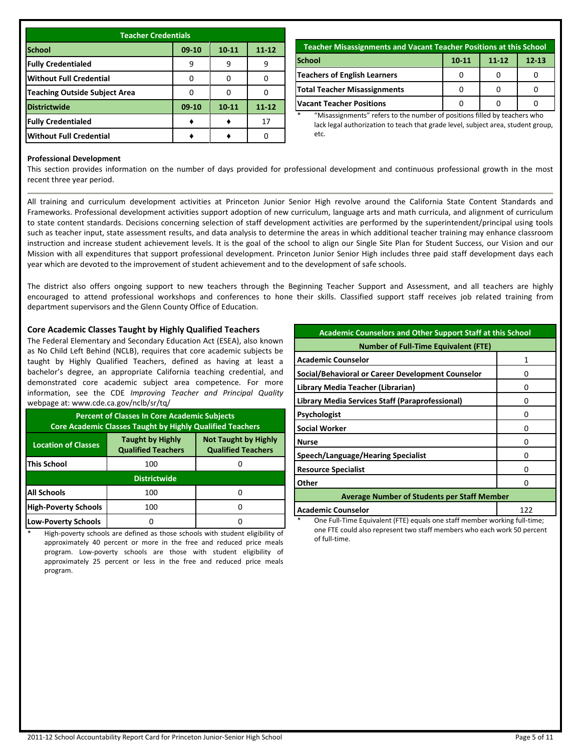| Teacher Credentials | | | |
|---|---|---|---|
| **School** | **09-10** | **10-11** | **11-12** |
| **Fully Credentialed** | 9 | 9 | 9 |
| **Without Full Credential** | 0 | 0 | 0 |
| **Teaching Outside Subject Area** | 0 | 0 | 0 |
| **Districtwide** | **09-10** | **10-11** | **11-12** |
| **Fully Credentialed** | ♦ | ♦ | 17 |
| **Without Full Credential** | ♦ | ♦ | 0 |

| Teacher Misassignments and Vacant Teacher Positions at this School | | | |
|---|---|---|---|
| **School** | **10-11** | **11-12** | **12-13** |
| **Teachers of English Learners** | 0 | 0 | 0 |
| **Total Teacher Misassignments** | 0 | 0 | 0 |
| **Vacant Teacher Positions** | 0 | 0 | 0 |

* "Misassignments" refers to the number of positions filled by teachers who lack legal authorization to teach that grade level, subject area, student group, etc.

### Professional Development

This section provides information on the number of days provided for professional development and continuous professional growth in the most recent three year period.

All training and curriculum development activities at Princeton Junior Senior High revolve around the California State Content Standards and Frameworks. Professional development activities support adoption of new curriculum, language arts and math curricula, and alignment of curriculum to state content standards. Decisions concerning selection of staff development activities are performed by the superintendent/principal using tools such as teacher input, state assessment results, and data analysis to determine the areas in which additional teacher training may enhance classroom instruction and increase student achievement levels. It is the goal of the school to align our Single Site Plan for Student Success, our Vision and our Mission with all expenditures that support professional development. Princeton Junior Senior High includes three paid staff development days each year which are devoted to the improvement of student achievement and to the development of safe schools.

The district also offers ongoing support to new teachers through the Beginning Teacher Support and Assessment, and all teachers are highly encouraged to attend professional workshops and conferences to hone their skills. Classified support staff receives job related training from department supervisors and the Glenn County Office of Education.

### Core Academic Classes Taught by Highly Qualified Teachers

The Federal Elementary and Secondary Education Act (ESEA), also known as No Child Left Behind (NCLB), requires that core academic subjects be taught by Highly Qualified Teachers, defined as having at least a bachelor's degree, an appropriate California teaching credential, and demonstrated core academic subject area competence. For more information, see the CDE *Improving Teacher and Principal Quality* webpage at: www.cde.ca.gov/nclb/sr/tq/

| Percent of Classes In Core Academic Subjects Core Academic Classes Taught by Highly Qualified Teachers | | |
|---|---|---|
| **Location of Classes** | **Taught by Highly Qualified Teachers** | **Not Taught by Highly Qualified Teachers** |
| **This School** | 100 | 0 |
| **Districtwide** | | |
| **All Schools** | 100 | 0 |
| **High-Poverty Schools** | 100 | 0 |
| **Low-Poverty Schools** | 0 | 0 |

* High-poverty schools are defined as those schools with student eligibility of approximately 40 percent or more in the free and reduced price meals program. Low-poverty schools are those with student eligibility of approximately 25 percent or less in the free and reduced price meals program.

| Academic Counselors and Other Support Staff at this School | |
|---|---|
| **Number of Full-Time Equivalent (FTE)** | |
| **Academic Counselor** | 1 |
| **Social/Behavioral or Career Development Counselor** | 0 |
| **Library Media Teacher (Librarian)** | 0 |
| **Library Media Services Staff (Paraprofessional)** | 0 |
| **Psychologist** | 0 |
| **Social Worker** | 0 |
| **Nurse** | 0 |
| **Speech/Language/Hearing Specialist** | 0 |
| **Resource Specialist** | 0 |
| **Other** | 0 |
| **Average Number of Students per Staff Member** | |
| **Academic Counselor** | 122 |

* One Full-Time Equivalent (FTE) equals one staff member working full-time; one FTE could also represent two staff members who each work 50 percent of full-time.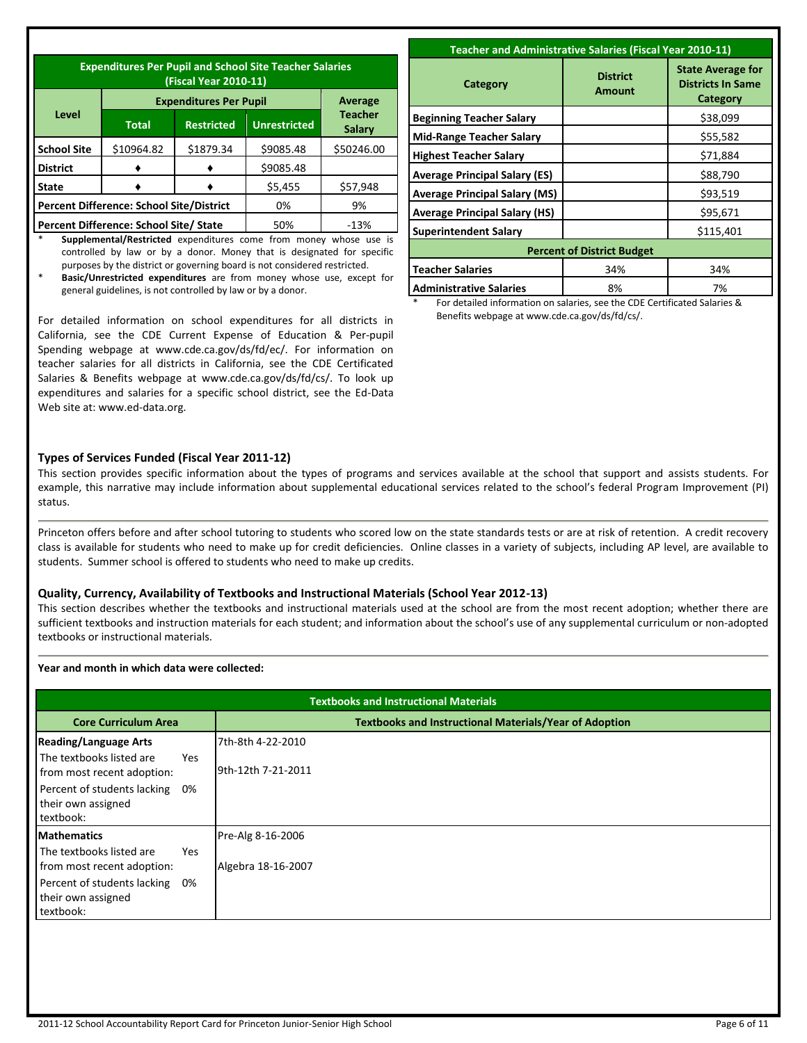| Expenditures Per Pupil and School Site Teacher Salaries (Fiscal Year 2010-11) | | | | |
|---|---|---|---|---|
| Level | Expenditures Per Pupil | | | Average Teacher Salary |
| | Total | Restricted | Unrestricted | |
| School Site | $10964.82 | $1879.34 | $9085.48 | $50246.00 |
| District | ♦ | ♦ | $9085.48 | |
| State | ♦ | ♦ | $5,455 | $57,948 |
| Percent Difference: School Site/District | | | 0% | 9% |
| Percent Difference: School Site/ State | | | 50% | -13% |

\* **Supplemental/Restricted** expenditures come from money whose use is controlled by law or by a donor. Money that is designated for specific purposes by the district or governing board is not considered restricted.

\* **Basic/Unrestricted expenditures** are from money whose use, except for general guidelines, is not controlled by law or by a donor.

For detailed information on school expenditures for all districts in California, see the CDE Current Expense of Education & Per-pupil Spending webpage at www.cde.ca.gov/ds/fd/ec/. For information on teacher salaries for all districts in California, see the CDE Certificated Salaries & Benefits webpage at www.cde.ca.gov/ds/fd/cs/. To look up expenditures and salaries for a specific school district, see the Ed-Data Web site at: www.ed-data.org.

| Teacher and Administrative Salaries (Fiscal Year 2010-11) | | |
|---|---|---|
| Category | District Amount | State Average for Districts In Same Category |
| Beginning Teacher Salary | | $38,099 |
| Mid-Range Teacher Salary | | $55,582 |
| Highest Teacher Salary | | $71,884 |
| Average Principal Salary (ES) | | $88,790 |
| Average Principal Salary (MS) | | $93,519 |
| Average Principal Salary (HS) | | $95,671 |
| Superintendent Salary | | $115,401 |
| **Percent of District Budget** | | |
| Teacher Salaries | 34% | 34% |
| Administrative Salaries | 8% | 7% |

\* For detailed information on salaries, see the CDE Certificated Salaries & Benefits webpage at www.cde.ca.gov/ds/fd/cs/.

### Types of Services Funded (Fiscal Year 2011-12)

This section provides specific information about the types of programs and services available at the school that support and assists students. For example, this narrative may include information about supplemental educational services related to the school's federal Program Improvement (PI) status.

Princeton offers before and after school tutoring to students who scored low on the state standards tests or are at risk of retention. A credit recovery class is available for students who need to make up for credit deficiencies. Online classes in a variety of subjects, including AP level, are available to students. Summer school is offered to students who need to make up credits.

### Quality, Currency, Availability of Textbooks and Instructional Materials (School Year 2012-13)

This section describes whether the textbooks and instructional materials used at the school are from the most recent adoption; whether there are sufficient textbooks and instruction materials for each student; and information about the school's use of any supplemental curriculum or non-adopted textbooks or instructional materials.

**Year and month in which data were collected:**

| Textbooks and Instructional Materials | |
|---|---|
| Core Curriculum Area | Textbooks and Instructional Materials/Year of Adoption |
| **Reading/Language Arts**<br>The textbooks listed are from most recent adoption: Yes<br>Percent of students lacking their own assigned textbook: 0% | 7th-8th 4-22-2010<br>9th-12th 7-21-2011 |
| **Mathematics**<br>The textbooks listed are from most recent adoption: Yes<br>Percent of students lacking their own assigned textbook: 0% | Pre-Alg 8-16-2006<br>Algebra 18-16-2007 |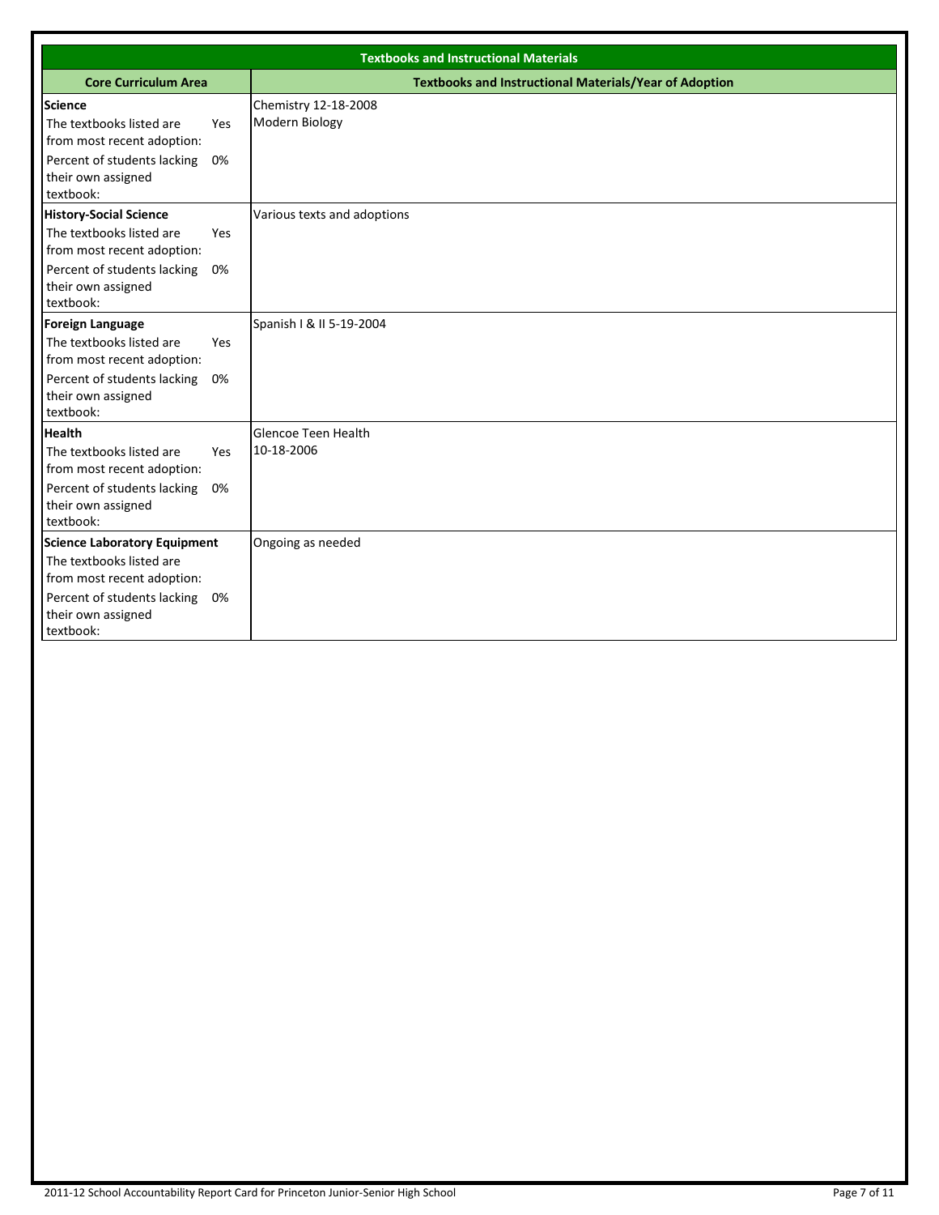| Textbooks and Instructional Materials | |
|---|---|
| **Core Curriculum Area** | **Textbooks and Instructional Materials/Year of Adoption** |
| **Science**<br>The textbooks listed are from most recent adoption: Yes<br>Percent of students lacking their own assigned textbook: 0% | Chemistry 12-18-2008<br>Modern Biology |
| **History-Social Science**<br>The textbooks listed are from most recent adoption: Yes<br>Percent of students lacking their own assigned textbook: 0% | Various texts and adoptions |
| **Foreign Language**<br>The textbooks listed are from most recent adoption: Yes<br>Percent of students lacking their own assigned textbook: 0% | Spanish I & II 5-19-2004 |
| **Health**<br>The textbooks listed are from most recent adoption: Yes<br>Percent of students lacking their own assigned textbook: 0% | Glencoe Teen Health<br>10-18-2006 |
| **Science Laboratory Equipment**<br>The textbooks listed are from most recent adoption:<br>Percent of students lacking their own assigned textbook: 0% | Ongoing as needed |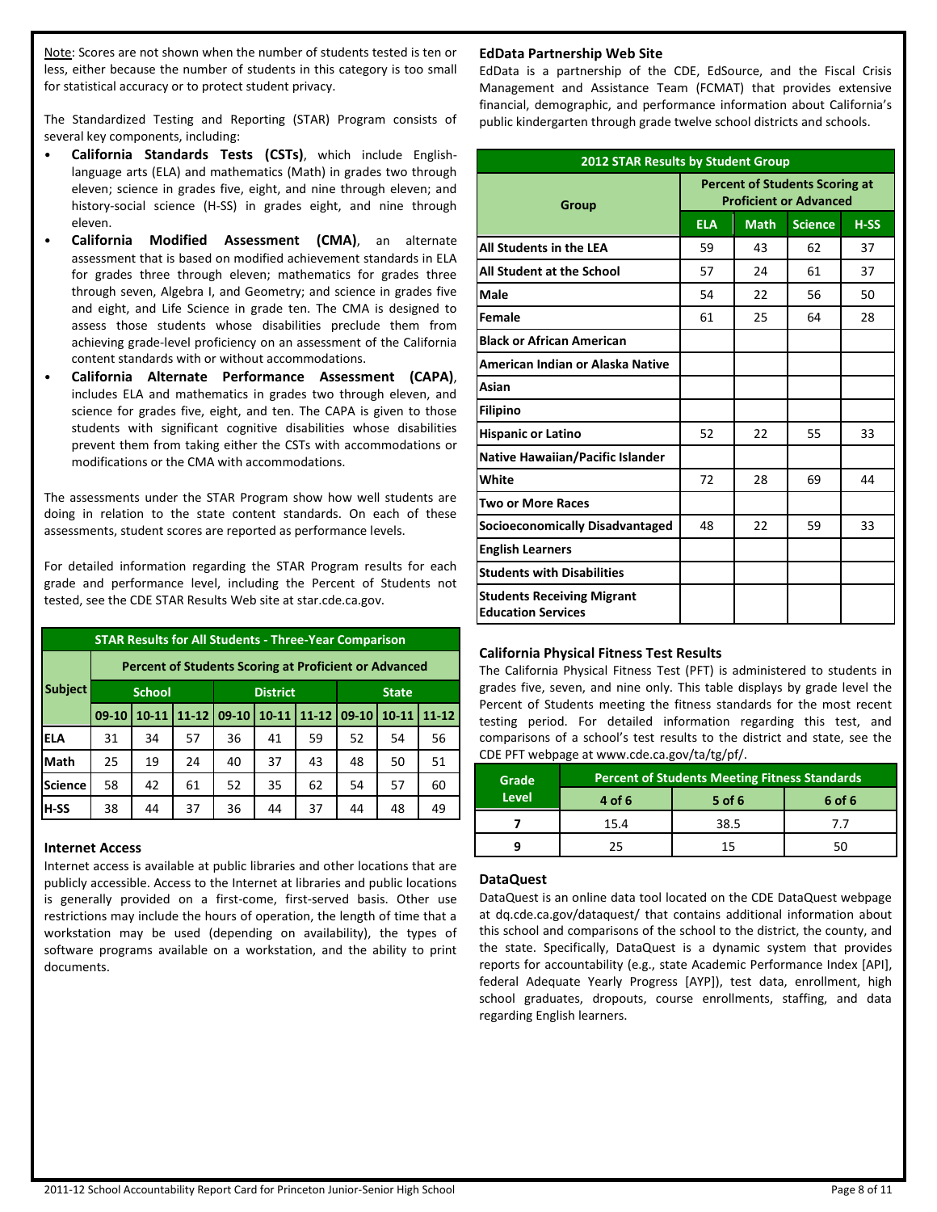Note: Scores are not shown when the number of students tested is ten or less, either because the number of students in this category is too small for statistical accuracy or to protect student privacy.

The Standardized Testing and Reporting (STAR) Program consists of several key components, including:

- **California Standards Tests (CSTs)**, which include English-language arts (ELA) and mathematics (Math) in grades two through eleven; science in grades five, eight, and nine through eleven; and history-social science (H-SS) in grades eight, and nine through eleven.
- **California Modified Assessment (CMA)**, an alternate assessment that is based on modified achievement standards in ELA for grades three through eleven; mathematics for grades three through seven, Algebra I, and Geometry; and science in grades five and eight, and Life Science in grade ten. The CMA is designed to assess those students whose disabilities preclude them from achieving grade-level proficiency on an assessment of the California content standards with or without accommodations.
- **California Alternate Performance Assessment (CAPA)**, includes ELA and mathematics in grades two through eleven, and science for grades five, eight, and ten. The CAPA is given to those students with significant cognitive disabilities whose disabilities prevent them from taking either the CSTs with accommodations or modifications or the CMA with accommodations.

The assessments under the STAR Program show how well students are doing in relation to the state content standards. On each of these assessments, student scores are reported as performance levels.

For detailed information regarding the STAR Program results for each grade and performance level, including the Percent of Students not tested, see the CDE STAR Results Web site at star.cde.ca.gov.

**STAR Results for All Students - Three-Year Comparison**

| Subject | Percent of Students Scoring at Proficient or Advanced | | | | | | | | |
|---|---|---|---|---|---|---|---|---|---|
| | School | | | District | | | State | | |
| | 09-10 | 10-11 | 11-12 | 09-10 | 10-11 | 11-12 | 09-10 | 10-11 | 11-12 |
| ELA | 31 | 34 | 57 | 36 | 41 | 59 | 52 | 54 | 56 |
| Math | 25 | 19 | 24 | 40 | 37 | 43 | 48 | 50 | 51 |
| Science | 58 | 42 | 61 | 52 | 35 | 62 | 54 | 57 | 60 |
| H-SS | 38 | 44 | 37 | 36 | 44 | 37 | 44 | 48 | 49 |

### Internet Access

Internet access is available at public libraries and other locations that are publicly accessible. Access to the Internet at libraries and public locations is generally provided on a first-come, first-served basis. Other use restrictions may include the hours of operation, the length of time that a workstation may be used (depending on availability), the types of software programs available on a workstation, and the ability to print documents.

### EdData Partnership Web Site

EdData is a partnership of the CDE, EdSource, and the Fiscal Crisis Management and Assistance Team (FCMAT) that provides extensive financial, demographic, and performance information about California's public kindergarten through grade twelve school districts and schools.

**2012 STAR Results by Student Group**

| Group | Percent of Students Scoring at Proficient or Advanced | | | |
|---|---|---|---|---|
| | ELA | Math | Science | H-SS |
| All Students in the LEA | 59 | 43 | 62 | 37 |
| All Student at the School | 57 | 24 | 61 | 37 |
| Male | 54 | 22 | 56 | 50 |
| Female | 61 | 25 | 64 | 28 |
| Black or African American | | | | |
| American Indian or Alaska Native | | | | |
| Asian | | | | |
| Filipino | | | | |
| Hispanic or Latino | 52 | 22 | 55 | 33 |
| Native Hawaiian/Pacific Islander | | | | |
| White | 72 | 28 | 69 | 44 |
| Two or More Races | | | | |
| Socioeconomically Disadvantaged | 48 | 22 | 59 | 33 |
| English Learners | | | | |
| Students with Disabilities | | | | |
| Students Receiving Migrant Education Services | | | | |

### California Physical Fitness Test Results

The California Physical Fitness Test (PFT) is administered to students in grades five, seven, and nine only. This table displays by grade level the Percent of Students meeting the fitness standards for the most recent testing period. For detailed information regarding this test, and comparisons of a school's test results to the district and state, see the CDE PFT webpage at www.cde.ca.gov/ta/tg/pf/.

| Grade Level | Percent of Students Meeting Fitness Standards | | |
|---|---|---|---|
| | 4 of 6 | 5 of 6 | 6 of 6 |
| 7 | 15.4 | 38.5 | 7.7 |
| 9 | 25 | 15 | 50 |

### DataQuest

DataQuest is an online data tool located on the CDE DataQuest webpage at dq.cde.ca.gov/dataquest/ that contains additional information about this school and comparisons of the school to the district, the county, and the state. Specifically, DataQuest is a dynamic system that provides reports for accountability (e.g., state Academic Performance Index [API], federal Adequate Yearly Progress [AYP]), test data, enrollment, high school graduates, dropouts, course enrollments, staffing, and data regarding English learners.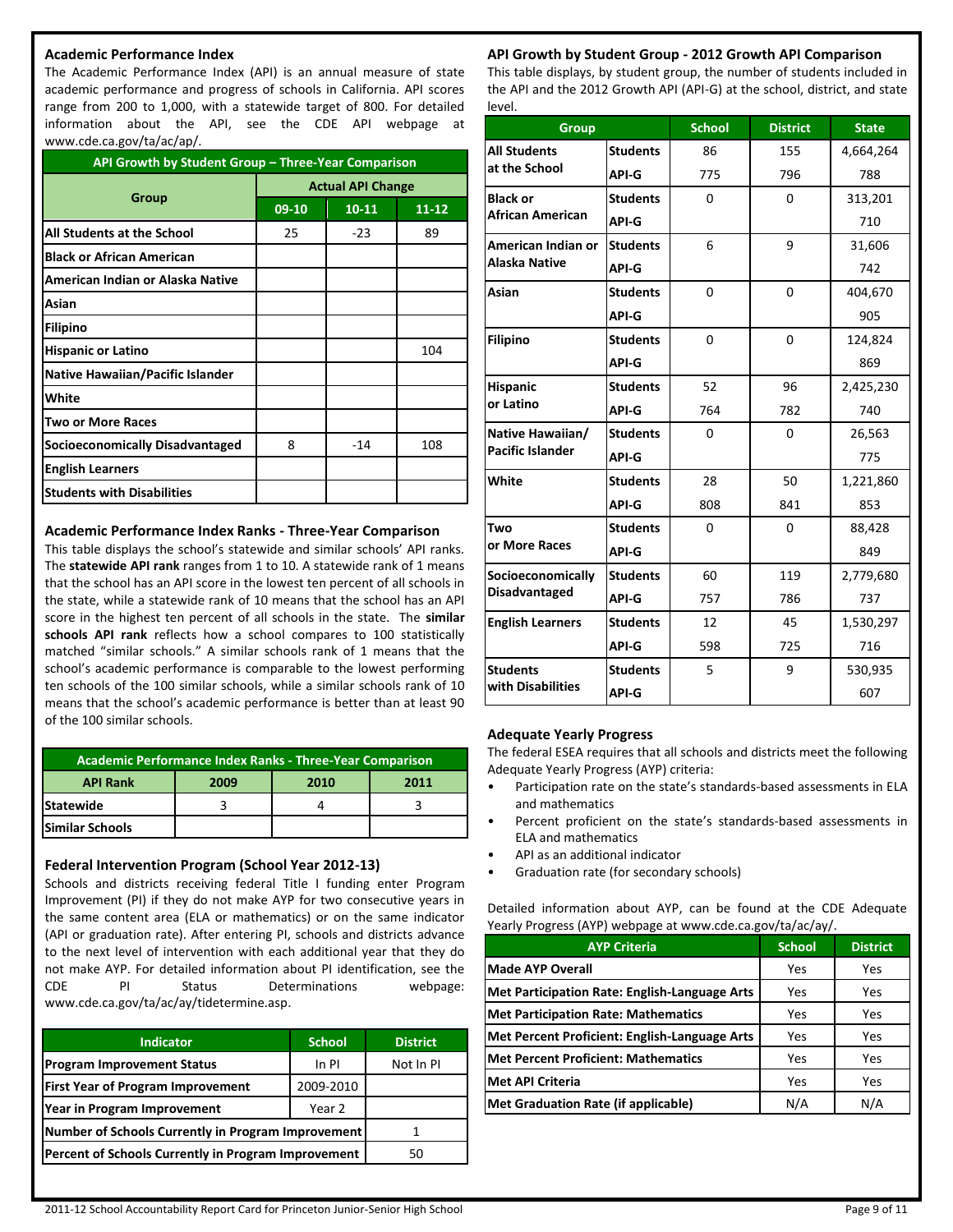## Academic Performance Index

The Academic Performance Index (API) is an annual measure of state academic performance and progress of schools in California. API scores range from 200 to 1,000, with a statewide target of 800. For detailed information about the API, see the CDE API webpage at www.cde.ca.gov/ta/ac/ap/.

| API Growth by Student Group – Three-Year Comparison | | | |
|---|---|---|---|
| Group | Actual API Change | | |
| | 09-10 | 10-11 | 11-12 |
| All Students at the School | 25 | -23 | 89 |
| Black or African American | | | |
| American Indian or Alaska Native | | | |
| Asian | | | |
| Filipino | | | |
| Hispanic or Latino | | | 104 |
| Native Hawaiian/Pacific Islander | | | |
| White | | | |
| Two or More Races | | | |
| Socioeconomically Disadvantaged | 8 | -14 | 108 |
| English Learners | | | |
| Students with Disabilities | | | |

## Academic Performance Index Ranks - Three-Year Comparison

This table displays the school's statewide and similar schools' API ranks. The **statewide API rank** ranges from 1 to 10. A statewide rank of 1 means that the school has an API score in the lowest ten percent of all schools in the state, while a statewide rank of 10 means that the school has an API score in the highest ten percent of all schools in the state. The **similar schools API rank** reflects how a school compares to 100 statistically matched "similar schools." A similar schools rank of 1 means that the school's academic performance is comparable to the lowest performing ten schools of the 100 similar schools, while a similar schools rank of 10 means that the school's academic performance is better than at least 90 of the 100 similar schools.

| Academic Performance Index Ranks - Three-Year Comparison | | | |
|---|---|---|---|
| API Rank | 2009 | 2010 | 2011 |
| Statewide | 3 | 4 | 3 |
| Similar Schools | | | |

## Federal Intervention Program (School Year 2012-13)

Schools and districts receiving federal Title I funding enter Program Improvement (PI) if they do not make AYP for two consecutive years in the same content area (ELA or mathematics) or on the same indicator (API or graduation rate). After entering PI, schools and districts advance to the next level of intervention with each additional year that they do not make AYP. For detailed information about PI identification, see the CDE PI Status Determinations webpage: www.cde.ca.gov/ta/ac/ay/tidetermine.asp.

| Indicator | School | District |
|---|---|---|
| Program Improvement Status | In PI | Not In PI |
| First Year of Program Improvement | 2009-2010 | |
| Year in Program Improvement | Year 2 | |
| Number of Schools Currently in Program Improvement | | 1 |
| Percent of Schools Currently in Program Improvement | | 50 |

## API Growth by Student Group - 2012 Growth API Comparison

This table displays, by student group, the number of students included in the API and the 2012 Growth API (API-G) at the school, district, and state level.

| Group | | School | District | State |
|---|---|---|---|---|
| All Students at the School | Students | 86 | 155 | 4,664,264 |
| | API-G | 775 | 796 | 788 |
| Black or African American | Students | 0 | 0 | 313,201 |
| | API-G | | | 710 |
| American Indian or Alaska Native | Students | 6 | 9 | 31,606 |
| | API-G | | | 742 |
| Asian | Students | 0 | 0 | 404,670 |
| | API-G | | | 905 |
| Filipino | Students | 0 | 0 | 124,824 |
| | API-G | | | 869 |
| Hispanic or Latino | Students | 52 | 96 | 2,425,230 |
| | API-G | 764 | 782 | 740 |
| Native Hawaiian/ Pacific Islander | Students | 0 | 0 | 26,563 |
| | API-G | | | 775 |
| White | Students | 28 | 50 | 1,221,860 |
| | API-G | 808 | 841 | 853 |
| Two or More Races | Students | 0 | 0 | 88,428 |
| | API-G | | | 849 |
| Socioeconomically Disadvantaged | Students | 60 | 119 | 2,779,680 |
| | API-G | 757 | 786 | 737 |
| English Learners | Students | 12 | 45 | 1,530,297 |
| | API-G | 598 | 725 | 716 |
| Students with Disabilities | Students | 5 | 9 | 530,935 |
| | API-G | | | 607 |

## Adequate Yearly Progress

The federal ESEA requires that all schools and districts meet the following Adequate Yearly Progress (AYP) criteria:

- Participation rate on the state's standards-based assessments in ELA and mathematics
- Percent proficient on the state's standards-based assessments in ELA and mathematics
- API as an additional indicator
- Graduation rate (for secondary schools)

Detailed information about AYP, can be found at the CDE Adequate Yearly Progress (AYP) webpage at www.cde.ca.gov/ta/ac/ay/.

| AYP Criteria | School | District |
|---|---|---|
| Made AYP Overall | Yes | Yes |
| Met Participation Rate: English-Language Arts | Yes | Yes |
| Met Participation Rate: Mathematics | Yes | Yes |
| Met Percent Proficient: English-Language Arts | Yes | Yes |
| Met Percent Proficient: Mathematics | Yes | Yes |
| Met API Criteria | Yes | Yes |
| Met Graduation Rate (if applicable) | N/A | N/A |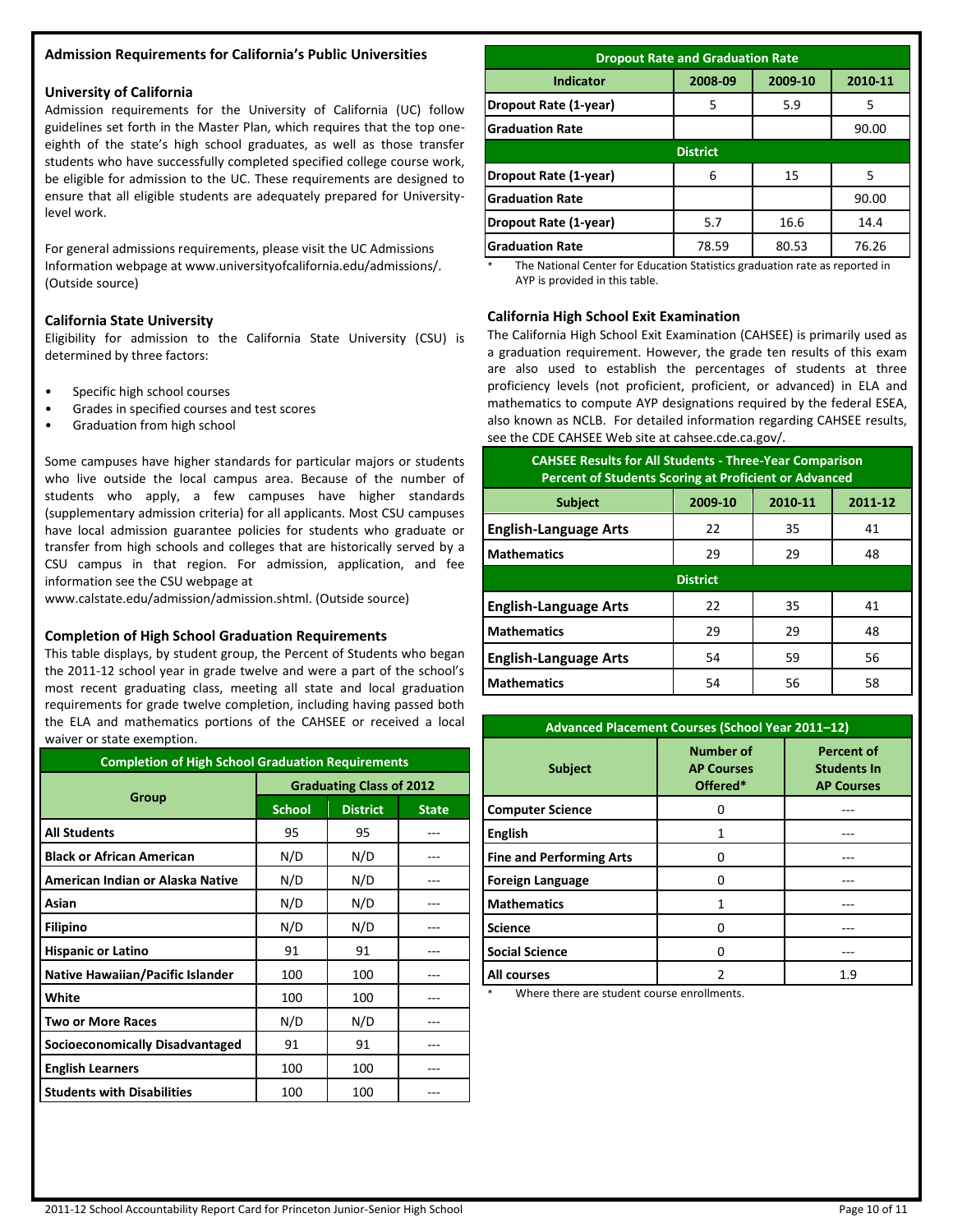## Admission Requirements for California's Public Universities

### University of California

Admission requirements for the University of California (UC) follow guidelines set forth in the Master Plan, which requires that the top one-eighth of the state's high school graduates, as well as those transfer students who have successfully completed specified college course work, be eligible for admission to the UC. These requirements are designed to ensure that all eligible students are adequately prepared for University-level work.

For general admissions requirements, please visit the UC Admissions Information webpage at www.universityofcalifornia.edu/admissions/. (Outside source)

### California State University

Eligibility for admission to the California State University (CSU) is determined by three factors:

- Specific high school courses
- Grades in specified courses and test scores
- Graduation from high school

Some campuses have higher standards for particular majors or students who live outside the local campus area. Because of the number of students who apply, a few campuses have higher standards (supplementary admission criteria) for all applicants. Most CSU campuses have local admission guarantee policies for students who graduate or transfer from high schools and colleges that are historically served by a CSU campus in that region. For admission, application, and fee information see the CSU webpage at www.calstate.edu/admission/admission.shtml. (Outside source)

### Completion of High School Graduation Requirements

This table displays, by student group, the Percent of Students who began the 2011-12 school year in grade twelve and were a part of the school's most recent graduating class, meeting all state and local graduation requirements for grade twelve completion, including having passed both the ELA and mathematics portions of the CAHSEE or received a local waiver or state exemption.

| Completion of High School Graduation Requirements | | | |
|---|---|---|---|
| Group | Graduating Class of 2012 | | |
| | School | District | State |
| All Students | 95 | 95 | --- |
| Black or African American | N/D | N/D | --- |
| American Indian or Alaska Native | N/D | N/D | --- |
| Asian | N/D | N/D | --- |
| Filipino | N/D | N/D | --- |
| Hispanic or Latino | 91 | 91 | --- |
| Native Hawaiian/Pacific Islander | 100 | 100 | --- |
| White | 100 | 100 | --- |
| Two or More Races | N/D | N/D | --- |
| Socioeconomically Disadvantaged | 91 | 91 | --- |
| English Learners | 100 | 100 | --- |
| Students with Disabilities | 100 | 100 | --- |

| Dropout Rate and Graduation Rate | | | |
|---|---|---|---|
| Indicator | 2008-09 | 2009-10 | 2010-11 |
| Dropout Rate (1-year) | 5 | 5.9 | 5 |
| Graduation Rate | | | 90.00 |
| District | | | |
| Dropout Rate (1-year) | 6 | 15 | 5 |
| Graduation Rate | | | 90.00 |
| Dropout Rate (1-year) | 5.7 | 16.6 | 14.4 |
| Graduation Rate | 78.59 | 80.53 | 76.26 |

\* The National Center for Education Statistics graduation rate as reported in AYP is provided in this table.

### California High School Exit Examination

The California High School Exit Examination (CAHSEE) is primarily used as a graduation requirement. However, the grade ten results of this exam are also used to establish the percentages of students at three proficiency levels (not proficient, proficient, or advanced) in ELA and mathematics to compute AYP designations required by the federal ESEA, also known as NCLB. For detailed information regarding CAHSEE results, see the CDE CAHSEE Web site at cahsee.cde.ca.gov/.

| CAHSEE Results for All Students - Three-Year Comparison<br>Percent of Students Scoring at Proficient or Advanced | | | |
|---|---|---|---|
| Subject | 2009-10 | 2010-11 | 2011-12 |
| English-Language Arts | 22 | 35 | 41 |
| Mathematics | 29 | 29 | 48 |
| District | | | |
| English-Language Arts | 22 | 35 | 41 |
| Mathematics | 29 | 29 | 48 |
| English-Language Arts | 54 | 59 | 56 |
| Mathematics | 54 | 56 | 58 |

| Advanced Placement Courses (School Year 2011–12) | | |
|---|---|---|
| Subject | Number of AP Courses Offered* | Percent of Students In AP Courses |
| Computer Science | 0 | --- |
| English | 1 | --- |
| Fine and Performing Arts | 0 | --- |
| Foreign Language | 0 | --- |
| Mathematics | 1 | --- |
| Science | 0 | --- |
| Social Science | 0 | --- |
| All courses | 2 | 1.9 |

\* Where there are student course enrollments.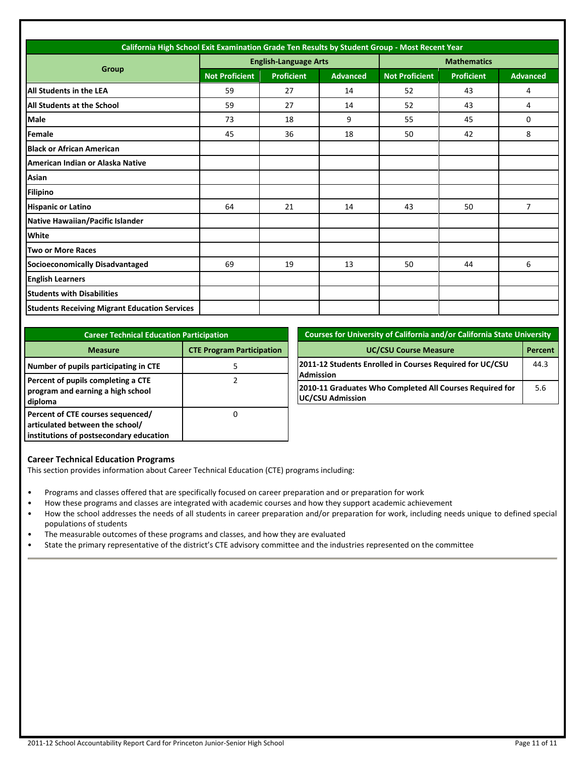| California High School Exit Examination Grade Ten Results by Student Group - Most Recent Year | | | | | | |
|---|---|---|---|---|---|---|
| Group | English-Language Arts | | | Mathematics | | |
| | Not Proficient | Proficient | Advanced | Not Proficient | Proficient | Advanced |
| All Students in the LEA | 59 | 27 | 14 | 52 | 43 | 4 |
| All Students at the School | 59 | 27 | 14 | 52 | 43 | 4 |
| Male | 73 | 18 | 9 | 55 | 45 | 0 |
| Female | 45 | 36 | 18 | 50 | 42 | 8 |
| Black or African American | | | | | | |
| American Indian or Alaska Native | | | | | | |
| Asian | | | | | | |
| Filipino | | | | | | |
| Hispanic or Latino | 64 | 21 | 14 | 43 | 50 | 7 |
| Native Hawaiian/Pacific Islander | | | | | | |
| White | | | | | | |
| Two or More Races | | | | | | |
| Socioeconomically Disadvantaged | 69 | 19 | 13 | 50 | 44 | 6 |
| English Learners | | | | | | |
| Students with Disabilities | | | | | | |
| Students Receiving Migrant Education Services | | | | | | |

| Career Technical Education Participation | |
|---|---|
| Measure | CTE Program Participation |
| Number of pupils participating in CTE | 5 |
| Percent of pupils completing a CTE program and earning a high school diploma | 2 |
| Percent of CTE courses sequenced/ articulated between the school/ institutions of postsecondary education | 0 |

| Courses for University of California and/or California State University | |
|---|---|
| UC/CSU Course Measure | Percent |
| 2011-12 Students Enrolled in Courses Required for UC/CSU Admission | 44.3 |
| 2010-11 Graduates Who Completed All Courses Required for UC/CSU Admission | 5.6 |

### Career Technical Education Programs

This section provides information about Career Technical Education (CTE) programs including:

- Programs and classes offered that are specifically focused on career preparation and or preparation for work
- How these programs and classes are integrated with academic courses and how they support academic achievement
- How the school addresses the needs of all students in career preparation and/or preparation for work, including needs unique to defined special populations of students
- The measurable outcomes of these programs and classes, and how they are evaluated
- State the primary representative of the district's CTE advisory committee and the industries represented on the committee